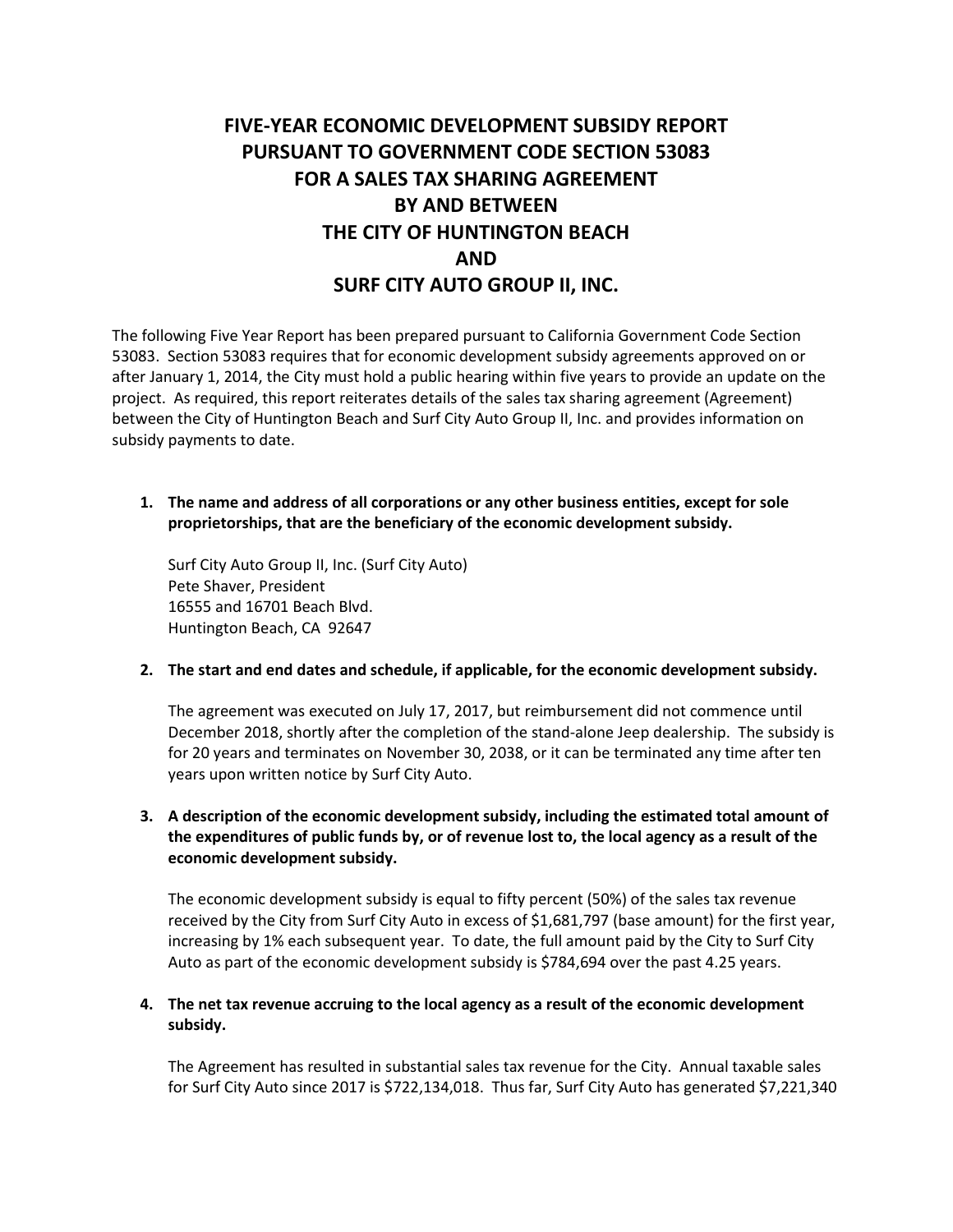# FIVE-YEAR ECONOMIC DEVELOPMENT SUBSIDY REPORT PURSUANT TO GOVERNMENT CODE SECTION 53083 FOR A SALES TAX SHARING AGREEMENT BY AND BETWEEN THE CITY OF HUNTINGTON BEACH AND SURF CITY AUTO GROUP II, INC.

The following Five Year Report has been prepared pursuant to California Government Code Section 53083. Section 53083 requires that for economic development subsidy agreements approved on or after January 1, 2014, the City must hold a public hearing within five years to provide an update on the project. As required, this report reiterates details of the sales tax sharing agreement (Agreement) between the City of Huntington Beach and Surf City Auto Group II, Inc. and provides information on subsidy payments to date.

1. **The name and address of all corporations or any other business entities, except for sole proprietorships, that are the beneficiary of the economic development subsidy.**

   Surf City Auto Group II, Inc. (Surf City Auto)
   Pete Shaver, President
   16555 and 16701 Beach Blvd.
   Huntington Beach, CA 92647

2. **The start and end dates and schedule, if applicable, for the economic development subsidy.**

   The agreement was executed on July 17, 2017, but reimbursement did not commence until December 2018, shortly after the completion of the stand-alone Jeep dealership. The subsidy is for 20 years and terminates on November 30, 2038, or it can be terminated any time after ten years upon written notice by Surf City Auto.

3. **A description of the economic development subsidy, including the estimated total amount of the expenditures of public funds by, or of revenue lost to, the local agency as a result of the economic development subsidy.**

   The economic development subsidy is equal to fifty percent (50%) of the sales tax revenue received by the City from Surf City Auto in excess of $1,681,797 (base amount) for the first year, increasing by 1% each subsequent year. To date, the full amount paid by the City to Surf City Auto as part of the economic development subsidy is $784,694 over the past 4.25 years.

4. **The net tax revenue accruing to the local agency as a result of the economic development subsidy.**

   The Agreement has resulted in substantial sales tax revenue for the City. Annual taxable sales for Surf City Auto since 2017 is $722,134,018. Thus far, Surf City Auto has generated $7,221,340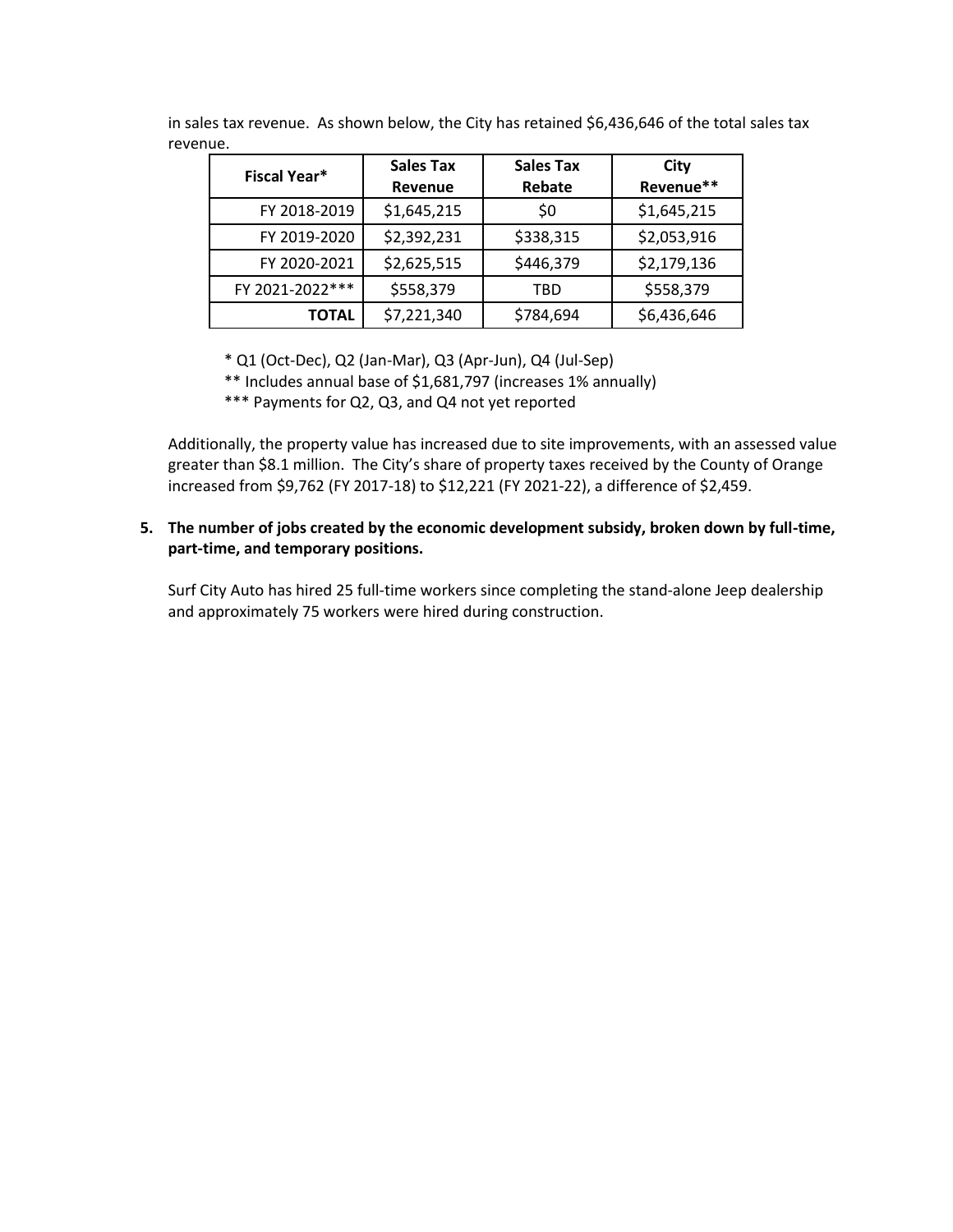in sales tax revenue. As shown below, the City has retained $6,436,646 of the total sales tax revenue.

| Fiscal Year* | Sales Tax Revenue | Sales Tax Rebate | City Revenue** |
|---|---|---|---|
| FY 2018-2019 | $1,645,215 | $0 | $1,645,215 |
| FY 2019-2020 | $2,392,231 | $338,315 | $2,053,916 |
| FY 2020-2021 | $2,625,515 | $446,379 | $2,179,136 |
| FY 2021-2022*** | $558,379 | TBD | $558,379 |
| **TOTAL** | $7,221,340 | $784,694 | $6,436,646 |

\* Q1 (Oct-Dec), Q2 (Jan-Mar), Q3 (Apr-Jun), Q4 (Jul-Sep)

\** Includes annual base of $1,681,797 (increases 1% annually)

\*** Payments for Q2, Q3, and Q4 not yet reported

Additionally, the property value has increased due to site improvements, with an assessed value greater than $8.1 million. The City's share of property taxes received by the County of Orange increased from $9,762 (FY 2017-18) to $12,221 (FY 2021-22), a difference of $2,459.

**5. The number of jobs created by the economic development subsidy, broken down by full-time, part-time, and temporary positions.**

Surf City Auto has hired 25 full-time workers since completing the stand-alone Jeep dealership and approximately 75 workers were hired during construction.